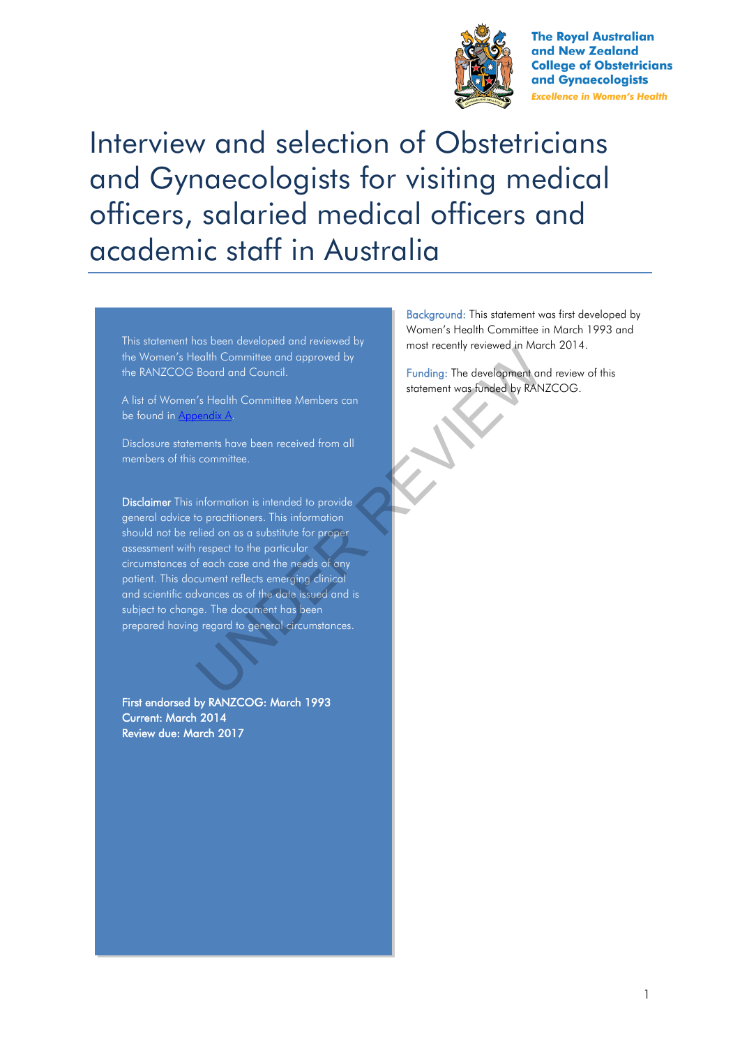The Royal Australian and New Zealand College of Obstetricians and Gynaecologists

*Excellence in Women's Health*

# Interview and selection of Obstetricians and Gynaecologists for visiting medical officers, salaried medical officers and academic staff in Australia

This statement has been developed and reviewed by the Women's Health Committee and approved by the RANZCOG Board and Council.

A list of Women's Health Committee Members can be found in [Appendix A](#).

Disclosure statements have been received from all members of this committee.

**Disclaimer** This information is intended to provide general advice to practitioners. This information should not be relied on as a substitute for proper assessment with respect to the particular circumstances of each case and the needs of any patient. This document reflects emerging clinical and scientific advances as of the date issued and is subject to change. The document has been prepared having regard to general circumstances.

**First endorsed by RANZCOG: March 1993**
**Current: March 2014**
**Review due: March 2017**

Background: This statement was first developed by Women's Health Committee in March 1993 and most recently reviewed in March 2014.

Funding: The development and review of this statement was funded by RANZCOG.

UNDER REVIEW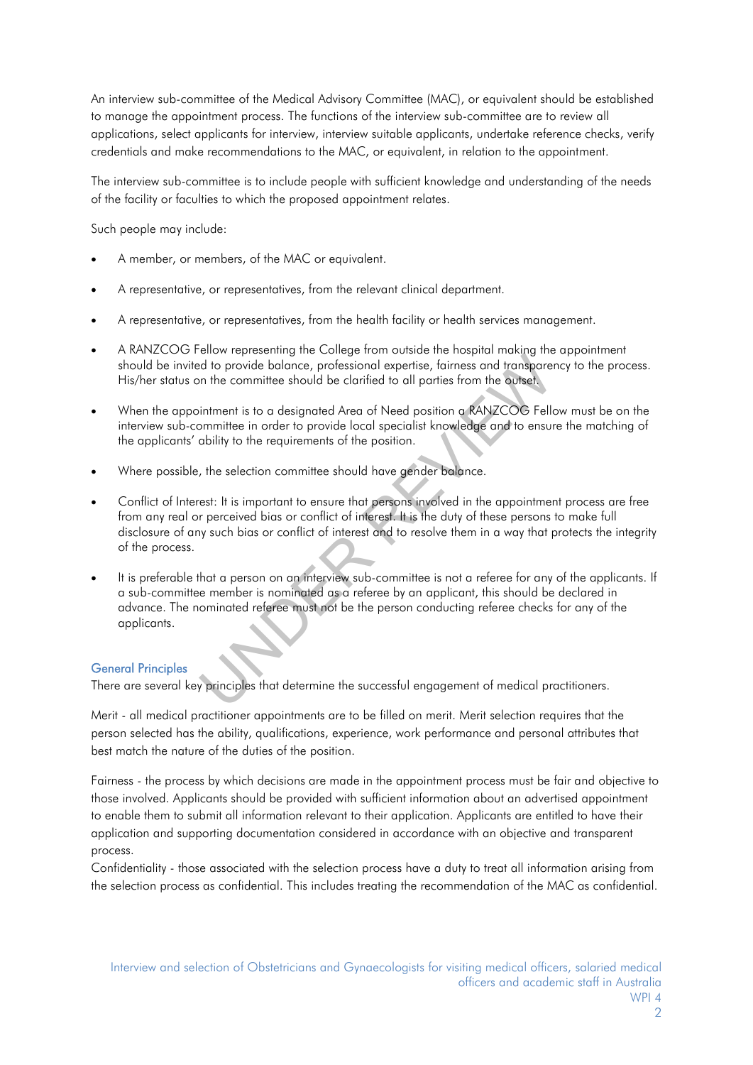An interview sub-committee of the Medical Advisory Committee (MAC), or equivalent should be established to manage the appointment process. The functions of the interview sub-committee are to review all applications, select applicants for interview, interview suitable applicants, undertake reference checks, verify credentials and make recommendations to the MAC, or equivalent, in relation to the appointment.

The interview sub-committee is to include people with sufficient knowledge and understanding of the needs of the facility or faculties to which the proposed appointment relates.

Such people may include:

- A member, or members, of the MAC or equivalent.
- A representative, or representatives, from the relevant clinical department.
- A representative, or representatives, from the health facility or health services management.
- A RANZCOG Fellow representing the College from outside the hospital making the appointment should be invited to provide balance, professional expertise, fairness and transparency to the process. His/her status on the committee should be clarified to all parties from the outset.
- When the appointment is to a designated Area of Need position a RANZCOG Fellow must be on the interview sub-committee in order to provide local specialist knowledge and to ensure the matching of the applicants' ability to the requirements of the position.
- Where possible, the selection committee should have gender balance.
- Conflict of Interest: It is important to ensure that persons involved in the appointment process are free from any real or perceived bias or conflict of interest. It is the duty of these persons to make full disclosure of any such bias or conflict of interest and to resolve them in a way that protects the integrity of the process.
- It is preferable that a person on an interview sub-committee is not a referee for any of the applicants. If a sub-committee member is nominated as a referee by an applicant, this should be declared in advance. The nominated referee must not be the person conducting referee checks for any of the applicants.

## General Principles

There are several key principles that determine the successful engagement of medical practitioners.

Merit - all medical practitioner appointments are to be filled on merit. Merit selection requires that the person selected has the ability, qualifications, experience, work performance and personal attributes that best match the nature of the duties of the position.

Fairness - the process by which decisions are made in the appointment process must be fair and objective to those involved. Applicants should be provided with sufficient information about an advertised appointment to enable them to submit all information relevant to their application. Applicants are entitled to have their application and supporting documentation considered in accordance with an objective and transparent process.

Confidentiality - those associated with the selection process have a duty to treat all information arising from the selection process as confidential. This includes treating the recommendation of the MAC as confidential.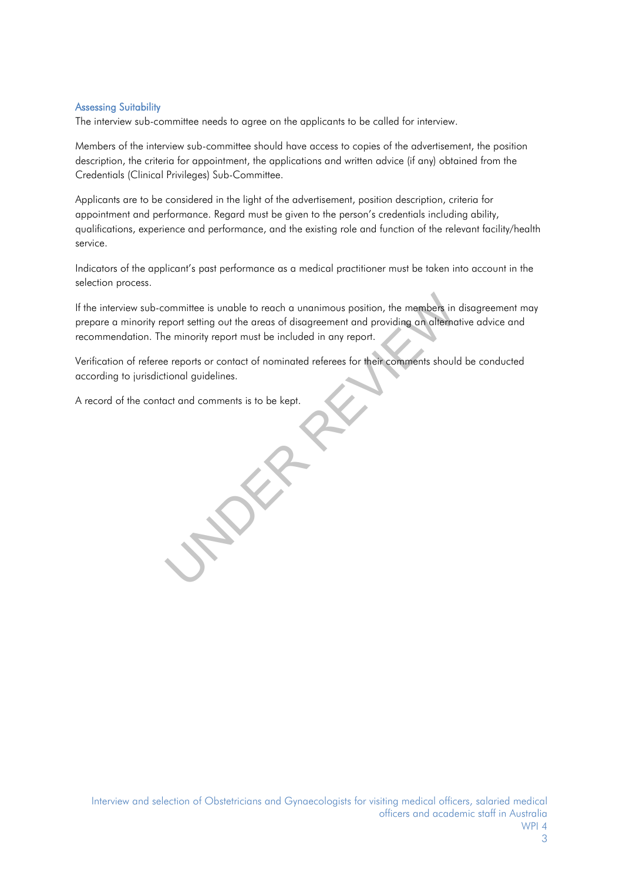## Assessing Suitability

The interview sub-committee needs to agree on the applicants to be called for interview.

Members of the interview sub-committee should have access to copies of the advertisement, the position description, the criteria for appointment, the applications and written advice (if any) obtained from the Credentials (Clinical Privileges) Sub-Committee.

Applicants are to be considered in the light of the advertisement, position description, criteria for appointment and performance. Regard must be given to the person's credentials including ability, qualifications, experience and performance, and the existing role and function of the relevant facility/health service.

Indicators of the applicant's past performance as a medical practitioner must be taken into account in the selection process.

If the interview sub-committee is unable to reach a unanimous position, the members in disagreement may prepare a minority report setting out the areas of disagreement and providing an alternative advice and recommendation. The minority report must be included in any report.

Verification of referee reports or contact of nominated referees for their comments should be conducted according to jurisdictional guidelines.

A record of the contact and comments is to be kept.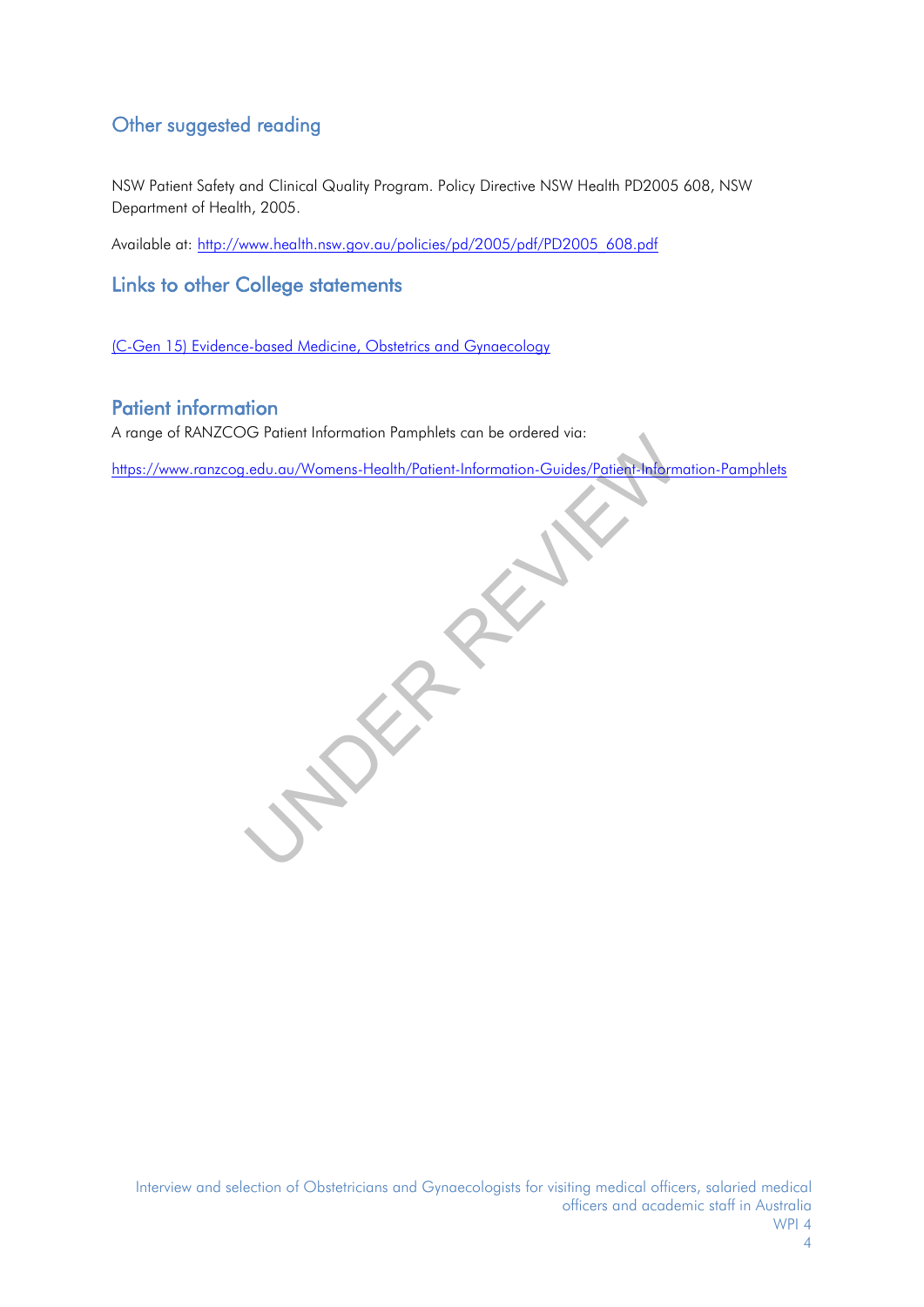## Other suggested reading

NSW Patient Safety and Clinical Quality Program. Policy Directive NSW Health PD2005 608, NSW Department of Health, 2005.

Available at: http://www.health.nsw.gov.au/policies/pd/2005/pdf/PD2005_608.pdf

## Links to other College statements

(C-Gen 15) Evidence-based Medicine, Obstetrics and Gynaecology

## Patient information

A range of RANZCOG Patient Information Pamphlets can be ordered via:

https://www.ranzcog.edu.au/Womens-Health/Patient-Information-Guides/Patient-Information-Pamphlets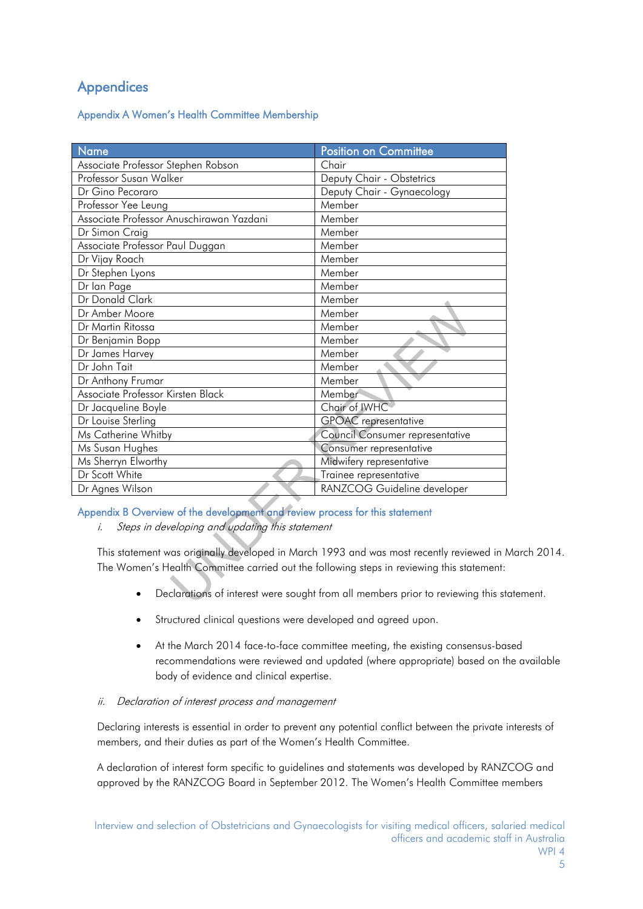# Appendices

## Appendix A Women's Health Committee Membership

| Name | Position on Committee |
|---|---|
| Associate Professor Stephen Robson | Chair |
| Professor Susan Walker | Deputy Chair - Obstetrics |
| Dr Gino Pecoraro | Deputy Chair - Gynaecology |
| Professor Yee Leung | Member |
| Associate Professor Anuschirawan Yazdani | Member |
| Dr Simon Craig | Member |
| Associate Professor Paul Duggan | Member |
| Dr Vijay Roach | Member |
| Dr Stephen Lyons | Member |
| Dr Ian Page | Member |
| Dr Donald Clark | Member |
| Dr Amber Moore | Member |
| Dr Martin Ritossa | Member |
| Dr Benjamin Bopp | Member |
| Dr James Harvey | Member |
| Dr John Tait | Member |
| Dr Anthony Frumar | Member |
| Associate Professor Kirsten Black | Member |
| Dr Jacqueline Boyle | Chair of IWHC |
| Dr Louise Sterling | GPOAC representative |
| Ms Catherine Whitby | Council Consumer representative |
| Ms Susan Hughes | Consumer representative |
| Ms Sherryn Elworthy | Midwifery representative |
| Dr Scott White | Trainee representative |
| Dr Agnes Wilson | RANZCOG Guideline developer |

## Appendix B Overview of the development and review process for this statement

*i. Steps in developing and updating this statement*

This statement was originally developed in March 1993 and was most recently reviewed in March 2014. The Women's Health Committee carried out the following steps in reviewing this statement:

- Declarations of interest were sought from all members prior to reviewing this statement.
- Structured clinical questions were developed and agreed upon.
- At the March 2014 face-to-face committee meeting, the existing consensus-based recommendations were reviewed and updated (where appropriate) based on the available body of evidence and clinical expertise.

*ii. Declaration of interest process and management*

Declaring interests is essential in order to prevent any potential conflict between the private interests of members, and their duties as part of the Women's Health Committee.

A declaration of interest form specific to guidelines and statements was developed by RANZCOG and approved by the RANZCOG Board in September 2012. The Women's Health Committee members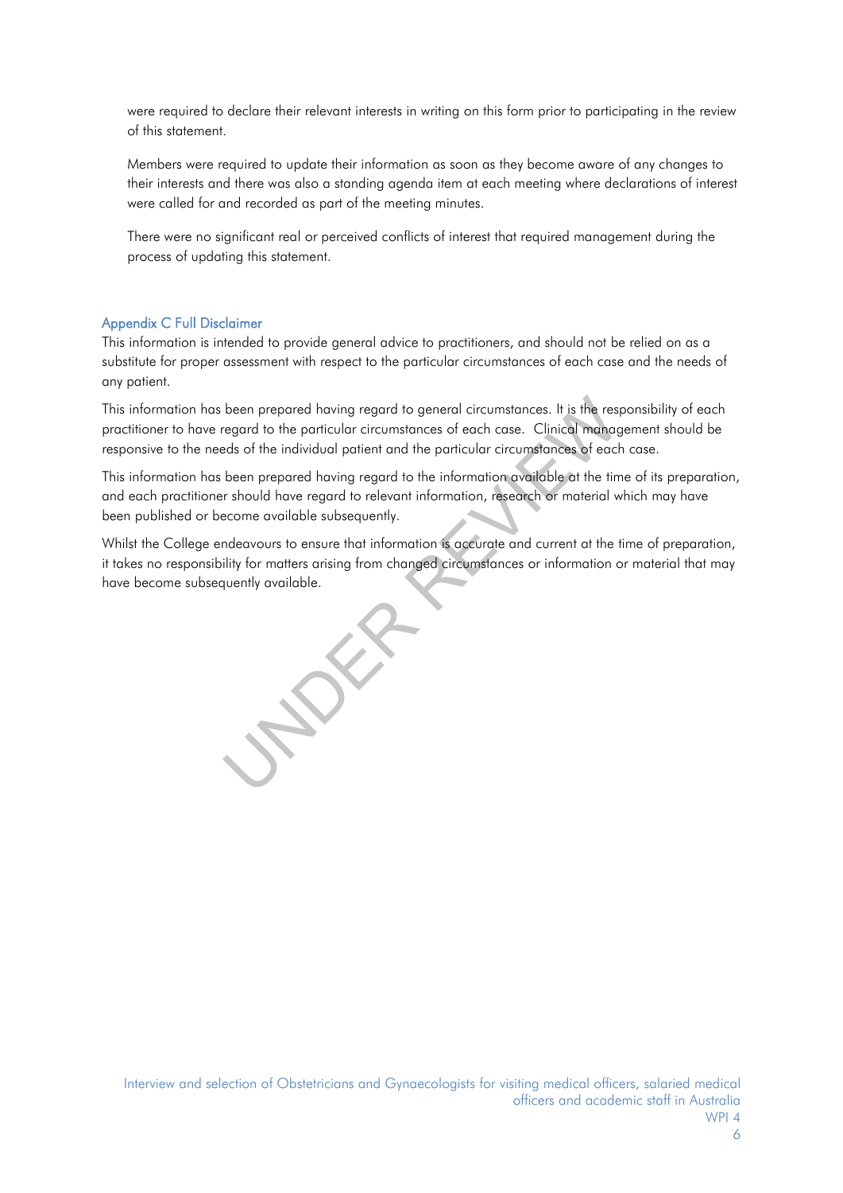were required to declare their relevant interests in writing on this form prior to participating in the review of this statement.

Members were required to update their information as soon as they become aware of any changes to their interests and there was also a standing agenda item at each meeting where declarations of interest were called for and recorded as part of the meeting minutes.

There were no significant real or perceived conflicts of interest that required management during the process of updating this statement.

## Appendix C Full Disclaimer

This information is intended to provide general advice to practitioners, and should not be relied on as a substitute for proper assessment with respect to the particular circumstances of each case and the needs of any patient.

This information has been prepared having regard to general circumstances. It is the responsibility of each practitioner to have regard to the particular circumstances of each case. Clinical management should be responsive to the needs of the individual patient and the particular circumstances of each case.

This information has been prepared having regard to the information available at the time of its preparation, and each practitioner should have regard to relevant information, research or material which may have been published or become available subsequently.

Whilst the College endeavours to ensure that information is accurate and current at the time of preparation, it takes no responsibility for matters arising from changed circumstances or information or material that may have become subsequently available.

UNDER REVIEW